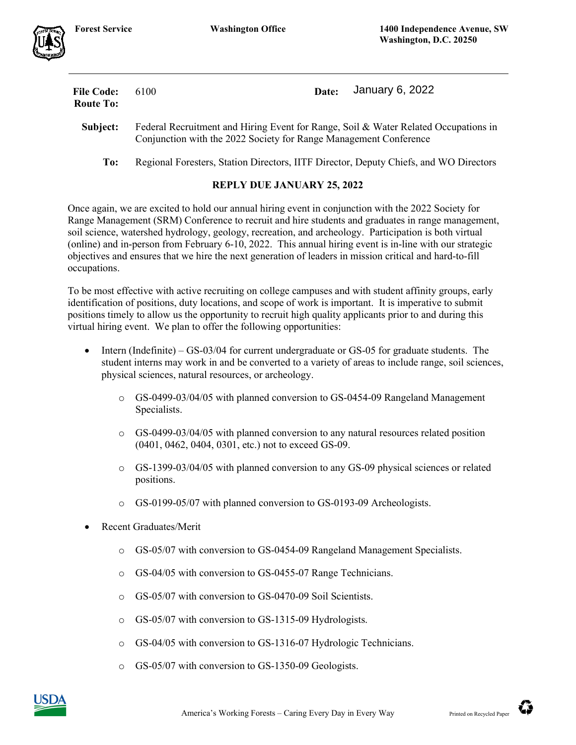**Forest Service** **Washington Office** **1400 Independence Avenue, SW**
**Washington, D.C. 20250**

---

**File Code:** 6100 **Date:** January 6, 2022
**Route To:**

**Subject:** Federal Recruitment and Hiring Event for Range, Soil & Water Related Occupations in Conjunction with the 2022 Society for Range Management Conference

**To:** Regional Foresters, Station Directors, IITF Director, Deputy Chiefs, and WO Directors

**REPLY DUE JANUARY 25, 2022**

Once again, we are excited to hold our annual hiring event in conjunction with the 2022 Society for Range Management (SRM) Conference to recruit and hire students and graduates in range management, soil science, watershed hydrology, geology, recreation, and archeology. Participation is both virtual (online) and in-person from February 6-10, 2022. This annual hiring event is in-line with our strategic objectives and ensures that we hire the next generation of leaders in mission critical and hard-to-fill occupations.

To be most effective with active recruiting on college campuses and with student affinity groups, early identification of positions, duty locations, and scope of work is important. It is imperative to submit positions timely to allow us the opportunity to recruit high quality applicants prior to and during this virtual hiring event. We plan to offer the following opportunities:

- Intern (Indefinite) – GS-03/04 for current undergraduate or GS-05 for graduate students. The student interns may work in and be converted to a variety of areas to include range, soil sciences, physical sciences, natural resources, or archeology.
    - GS-0499-03/04/05 with planned conversion to GS-0454-09 Rangeland Management Specialists.
    - GS-0499-03/04/05 with planned conversion to any natural resources related position (0401, 0462, 0404, 0301, etc.) not to exceed GS-09.
    - GS-1399-03/04/05 with planned conversion to any GS-09 physical sciences or related positions.
    - GS-0199-05/07 with planned conversion to GS-0193-09 Archeologists.
- Recent Graduates/Merit
    - GS-05/07 with conversion to GS-0454-09 Rangeland Management Specialists.
    - GS-04/05 with conversion to GS-0455-07 Range Technicians.
    - GS-05/07 with conversion to GS-0470-09 Soil Scientists.
    - GS-05/07 with conversion to GS-1315-09 Hydrologists.
    - GS-04/05 with conversion to GS-1316-07 Hydrologic Technicians.
    - GS-05/07 with conversion to GS-1350-09 Geologists.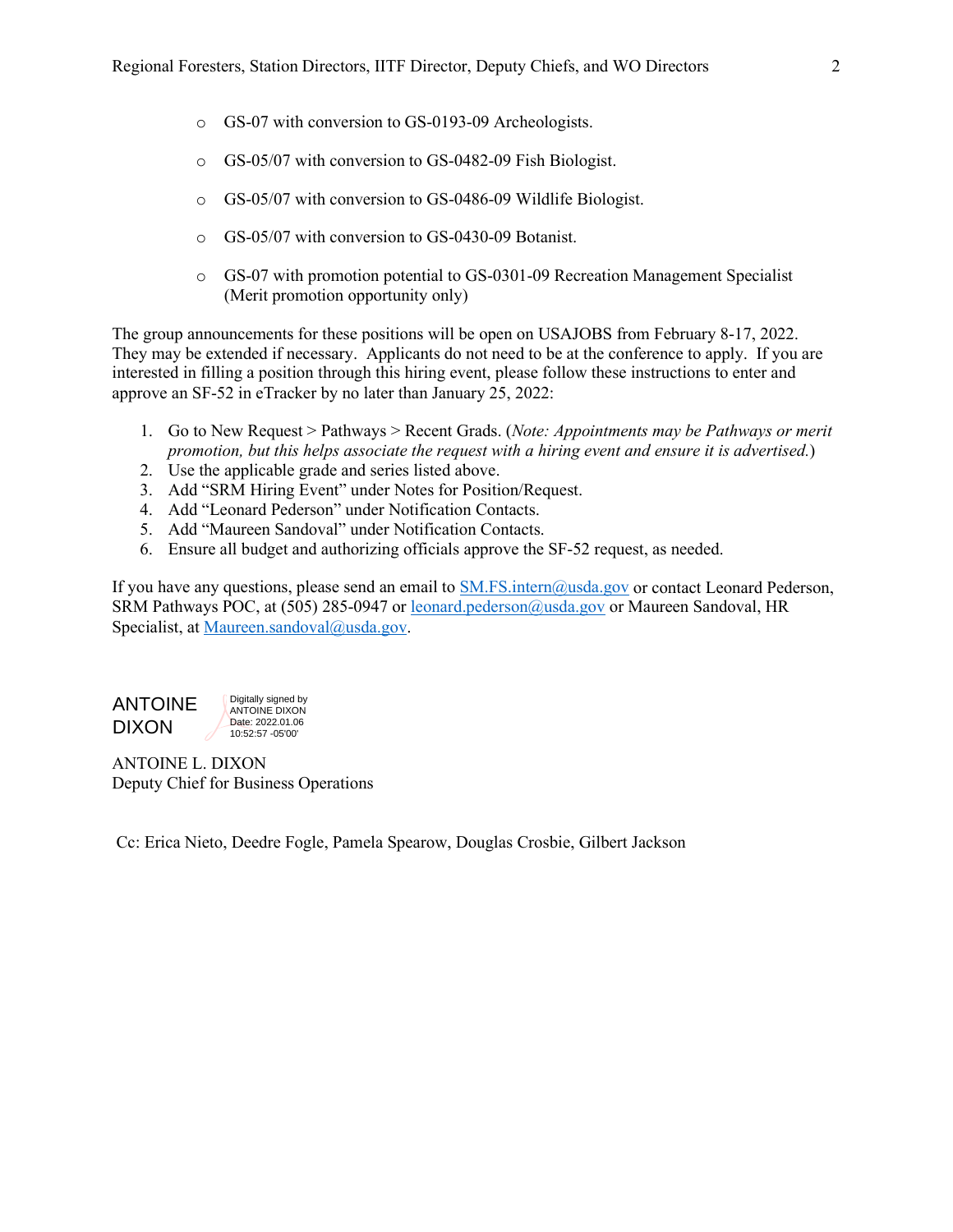- GS-07 with conversion to GS-0193-09 Archeologists.
- GS-05/07 with conversion to GS-0482-09 Fish Biologist.
- GS-05/07 with conversion to GS-0486-09 Wildlife Biologist.
- GS-05/07 with conversion to GS-0430-09 Botanist.
- GS-07 with promotion potential to GS-0301-09 Recreation Management Specialist (Merit promotion opportunity only)

The group announcements for these positions will be open on USAJOBS from February 8-17, 2022. They may be extended if necessary. Applicants do not need to be at the conference to apply. If you are interested in filling a position through this hiring event, please follow these instructions to enter and approve an SF-52 in eTracker by no later than January 25, 2022:

1. Go to New Request > Pathways > Recent Grads. (*Note: Appointments may be Pathways or merit promotion, but this helps associate the request with a hiring event and ensure it is advertised.*)
2. Use the applicable grade and series listed above.
3. Add "SRM Hiring Event" under Notes for Position/Request.
4. Add "Leonard Pederson" under Notification Contacts.
5. Add "Maureen Sandoval" under Notification Contacts.
6. Ensure all budget and authorizing officials approve the SF-52 request, as needed.

If you have any questions, please send an email to SM.FS.intern@usda.gov or contact Leonard Pederson, SRM Pathways POC, at (505) 285-0947 or leonard.pederson@usda.gov or Maureen Sandoval, HR Specialist, at Maureen.sandoval@usda.gov.

ANTOINE DIXON
Digitally signed by ANTOINE DIXON
Date: 2022.01.06 10:52:57 -05'00'

ANTOINE L. DIXON
Deputy Chief for Business Operations

Cc: Erica Nieto, Deedre Fogle, Pamela Spearow, Douglas Crosbie, Gilbert Jackson